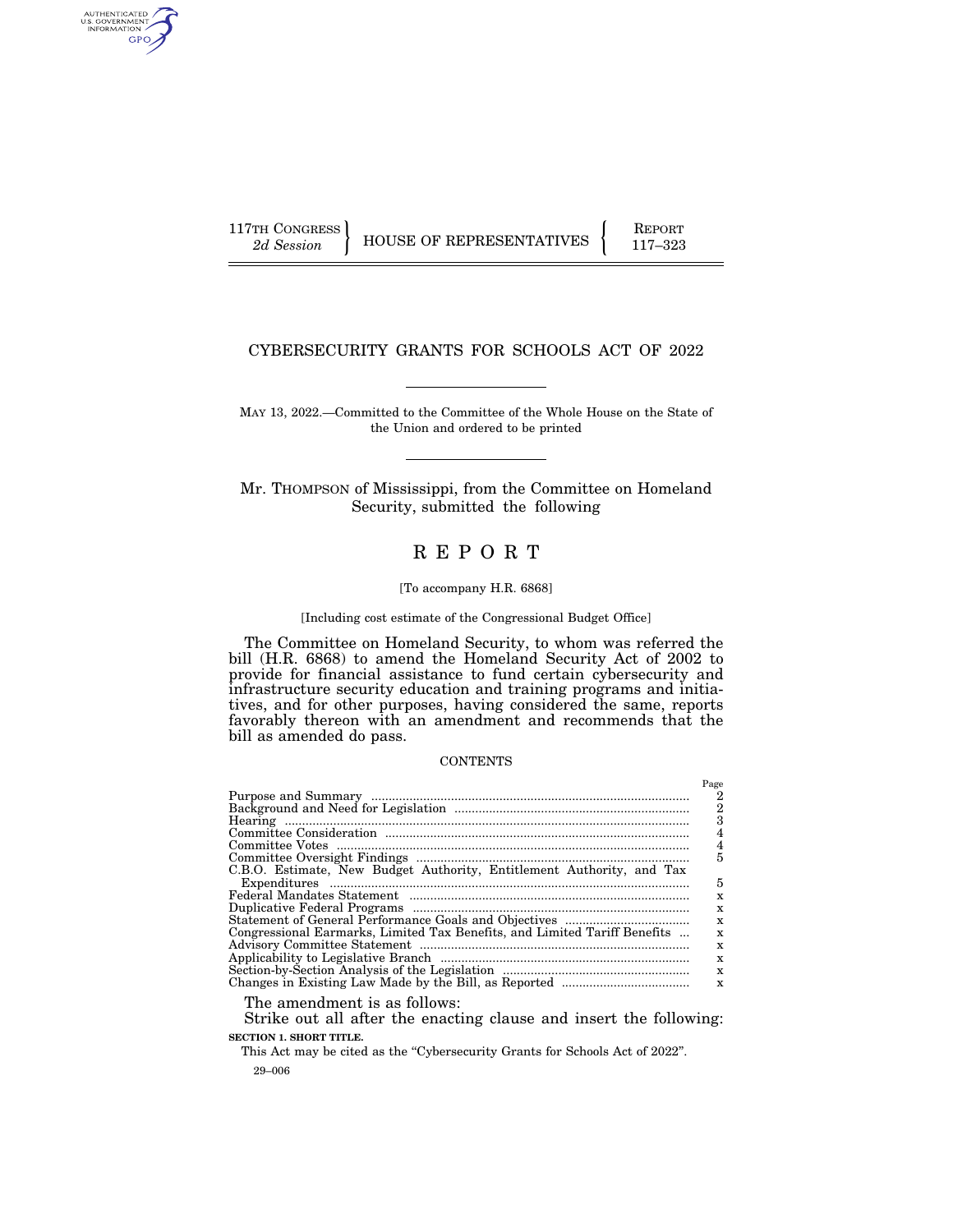117TH CONGRESS
*2d Session*

HOUSE OF REPRESENTATIVES

REPORT
117–323

# CYBERSECURITY GRANTS FOR SCHOOLS ACT OF 2022

MAY 13, 2022.—Committed to the Committee of the Whole House on the State of the Union and ordered to be printed

Mr. THOMPSON of Mississippi, from the Committee on Homeland Security, submitted the following

# REPORT

[To accompany H.R. 6868]

[Including cost estimate of the Congressional Budget Office]

The Committee on Homeland Security, to whom was referred the bill (H.R. 6868) to amend the Homeland Security Act of 2002 to provide for financial assistance to fund certain cybersecurity and infrastructure security education and training programs and initiatives, and for other purposes, having considered the same, reports favorably thereon with an amendment and recommends that the bill as amended do pass.

CONTENTS

| | Page |
|---|---|
| Purpose and Summary | 2 |
| Background and Need for Legislation | 2 |
| Hearing | 3 |
| Committee Consideration | 4 |
| Committee Votes | 4 |
| Committee Oversight Findings | 5 |
| C.B.O. Estimate, New Budget Authority, Entitlement Authority, and Tax Expenditures | 5 |
| Federal Mandates Statement | x |
| Duplicative Federal Programs | x |
| Statement of General Performance Goals and Objectives | x |
| Congressional Earmarks, Limited Tax Benefits, and Limited Tariff Benefits | x |
| Advisory Committee Statement | x |
| Applicability to Legislative Branch | x |
| Section-by-Section Analysis of the Legislation | x |
| Changes in Existing Law Made by the Bill, as Reported | x |

The amendment is as follows:

Strike out all after the enacting clause and insert the following:

**SECTION 1. SHORT TITLE.**

This Act may be cited as the "Cybersecurity Grants for Schools Act of 2022".

29–006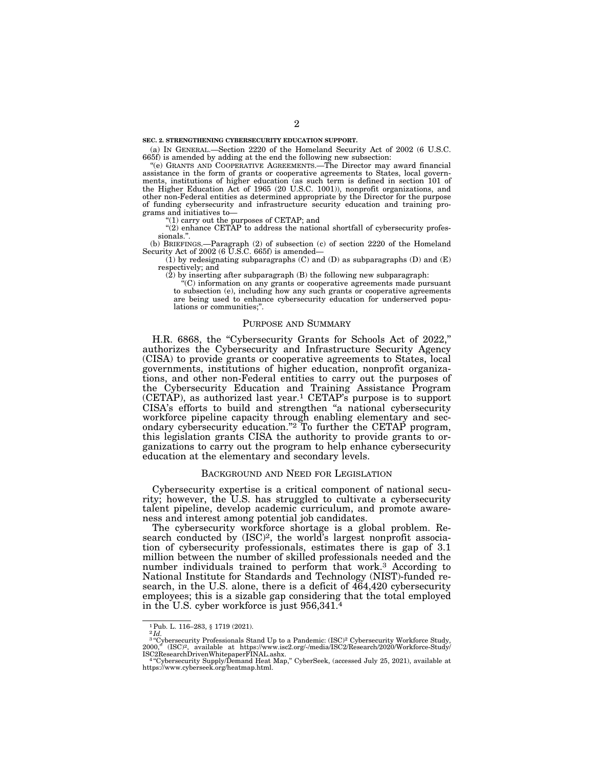**SEC. 2. STRENGTHENING CYBERSECURITY EDUCATION SUPPORT.**

(a) IN GENERAL.—Section 2220 of the Homeland Security Act of 2002 (6 U.S.C. 665f) is amended by adding at the end the following new subsection:

"(e) GRANTS AND COOPERATIVE AGREEMENTS.—The Director may award financial assistance in the form of grants or cooperative agreements to States, local governments, institutions of higher education (as such term is defined in section 101 of the Higher Education Act of 1965 (20 U.S.C. 1001)), nonprofit organizations, and other non-Federal entities as determined appropriate by the Director for the purpose of funding cybersecurity and infrastructure security education and training programs and initiatives to—

"(1) carry out the purposes of CETAP; and

"(2) enhance CETAP to address the national shortfall of cybersecurity professionals.".

(b) BRIEFINGS.—Paragraph (2) of subsection (c) of section 2220 of the Homeland Security Act of 2002 (6 U.S.C. 665f) is amended—

(1) by redesignating subparagraphs (C) and (D) as subparagraphs (D) and (E) respectively; and

(2) by inserting after subparagraph (B) the following new subparagraph:

"(C) information on any grants or cooperative agreements made pursuant to subsection (e), including how any such grants or cooperative agreements are being used to enhance cybersecurity education for underserved populations or communities;".

## PURPOSE AND SUMMARY

H.R. 6868, the "Cybersecurity Grants for Schools Act of 2022," authorizes the Cybersecurity and Infrastructure Security Agency (CISA) to provide grants or cooperative agreements to States, local governments, institutions of higher education, nonprofit organizations, and other non-Federal entities to carry out the purposes of the Cybersecurity Education and Training Assistance Program (CETAP), as authorized last year.[1] CETAP's purpose is to support CISA's efforts to build and strengthen "a national cybersecurity workforce pipeline capacity through enabling elementary and secondary cybersecurity education."[2] To further the CETAP program, this legislation grants CISA the authority to provide grants to organizations to carry out the program to help enhance cybersecurity education at the elementary and secondary levels.

## BACKGROUND AND NEED FOR LEGISLATION

Cybersecurity expertise is a critical component of national security; however, the U.S. has struggled to cultivate a cybersecurity talent pipeline, develop academic curriculum, and promote awareness and interest among potential job candidates.

The cybersecurity workforce shortage is a global problem. Research conducted by (ISC)², the world's largest nonprofit association of cybersecurity professionals, estimates there is gap of 3.1 million between the number of skilled professionals needed and the number individuals trained to perform that work.[3] According to National Institute for Standards and Technology (NIST)-funded research, in the U.S. alone, there is a deficit of 464,420 cybersecurity employees; this is a sizable gap considering that the total employed in the U.S. cyber workforce is just 956,341.[4]

---

[1] Pub. L. 116–283, § 1719 (2021).

[2] *Id.*

[3] "Cybersecurity Professionals Stand Up to a Pandemic: (ISC)² Cybersecurity Workforce Study, 2000," (ISC)², available at https://www.isc2.org/-/media/ISC2/Research/2020/Workforce-Study/ISC2ResearchDrivenWhitepaperFINAL.ashx.

[4] "Cybersecurity Supply/Demand Heat Map," CyberSeek, (accessed July 25, 2021), available at https://www.cyberseek.org/heatmap.html.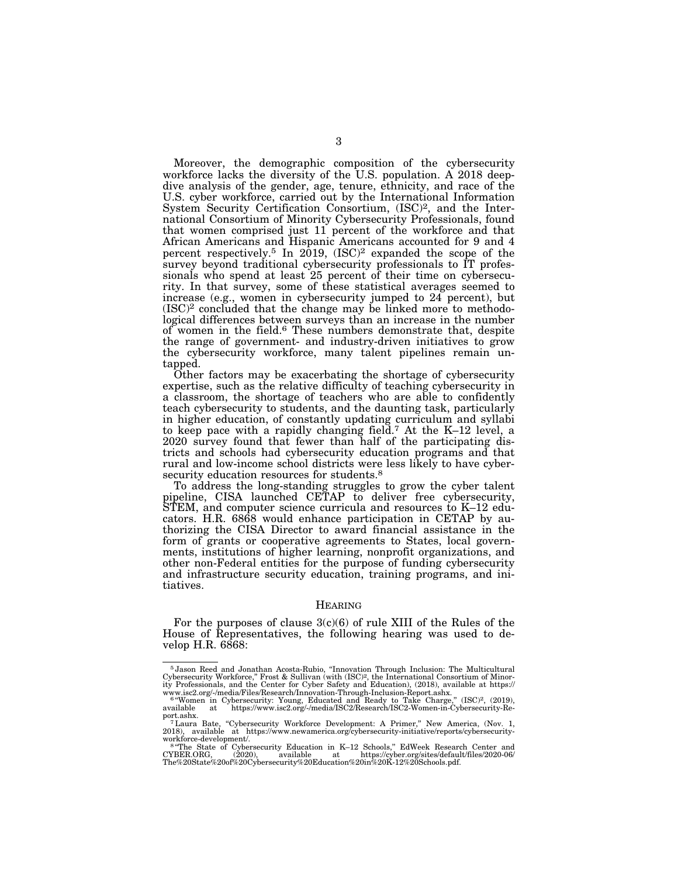Moreover, the demographic composition of the cybersecurity workforce lacks the diversity of the U.S. population. A 2018 deep-dive analysis of the gender, age, tenure, ethnicity, and race of the U.S. cyber workforce, carried out by the International Information System Security Certification Consortium, (ISC)², and the International Consortium of Minority Cybersecurity Professionals, found that women comprised just 11 percent of the workforce and that African Americans and Hispanic Americans accounted for 9 and 4 percent respectively.[5] In 2019, (ISC)² expanded the scope of the survey beyond traditional cybersecurity professionals to IT professionals who spend at least 25 percent of their time on cybersecurity. In that survey, some of these statistical averages seemed to increase (e.g., women in cybersecurity jumped to 24 percent), but (ISC)² concluded that the change may be linked more to methodological differences between surveys than an increase in the number of women in the field.[6] These numbers demonstrate that, despite the range of government- and industry-driven initiatives to grow the cybersecurity workforce, many talent pipelines remain untapped.

Other factors may be exacerbating the shortage of cybersecurity expertise, such as the relative difficulty of teaching cybersecurity in a classroom, the shortage of teachers who are able to confidently teach cybersecurity to students, and the daunting task, particularly in higher education, of constantly updating curriculum and syllabi to keep pace with a rapidly changing field.[7] At the K–12 level, a 2020 survey found that fewer than half of the participating districts and schools had cybersecurity education programs and that rural and low-income school districts were less likely to have cybersecurity education resources for students.[8]

To address the long-standing struggles to grow the cyber talent pipeline, CISA launched CETAP to deliver free cybersecurity, STEM, and computer science curricula and resources to K–12 educators. H.R. 6868 would enhance participation in CETAP by authorizing the CISA Director to award financial assistance in the form of grants or cooperative agreements to States, local governments, institutions of higher learning, nonprofit organizations, and other non-Federal entities for the purpose of funding cybersecurity and infrastructure security education, training programs, and initiatives.

## HEARING

For the purposes of clause 3(c)(6) of rule XIII of the Rules of the House of Representatives, the following hearing was used to develop H.R. 6868:

---

[5] Jason Reed and Jonathan Acosta-Rubio, "Innovation Through Inclusion: The Multicultural Cybersecurity Workforce," Frost & Sullivan (with (ISC)², the International Consortium of Minority Professionals, and the Center for Cyber Safety and Education), (2018), available at https://www.isc2.org/-/media/Files/Research/Innovation-Through-Inclusion-Report.ashx.

[6] "Women in Cybersecurity: Young, Educated and Ready to Take Charge," (ISC)², (2019), available at https://www.isc2.org/-/media/ISC2/Research/ISC2-Women-in-Cybersecurity-Report.ashx.

[7] Laura Bate, "Cybersecurity Workforce Development: A Primer," New America, (Nov. 1, 2018), available at https://www.newamerica.org/cybersecurity-initiative/reports/cybersecurity-workforce-development/.

[8] "The State of Cybersecurity Education in K–12 Schools," EdWeek Research Center and CYBER.ORG, (2020), available at https://cyber.org/sites/default/files/2020-06/The%20State%20of%20Cybersecurity%20Education%20in%20K-12%20Schools.pdf.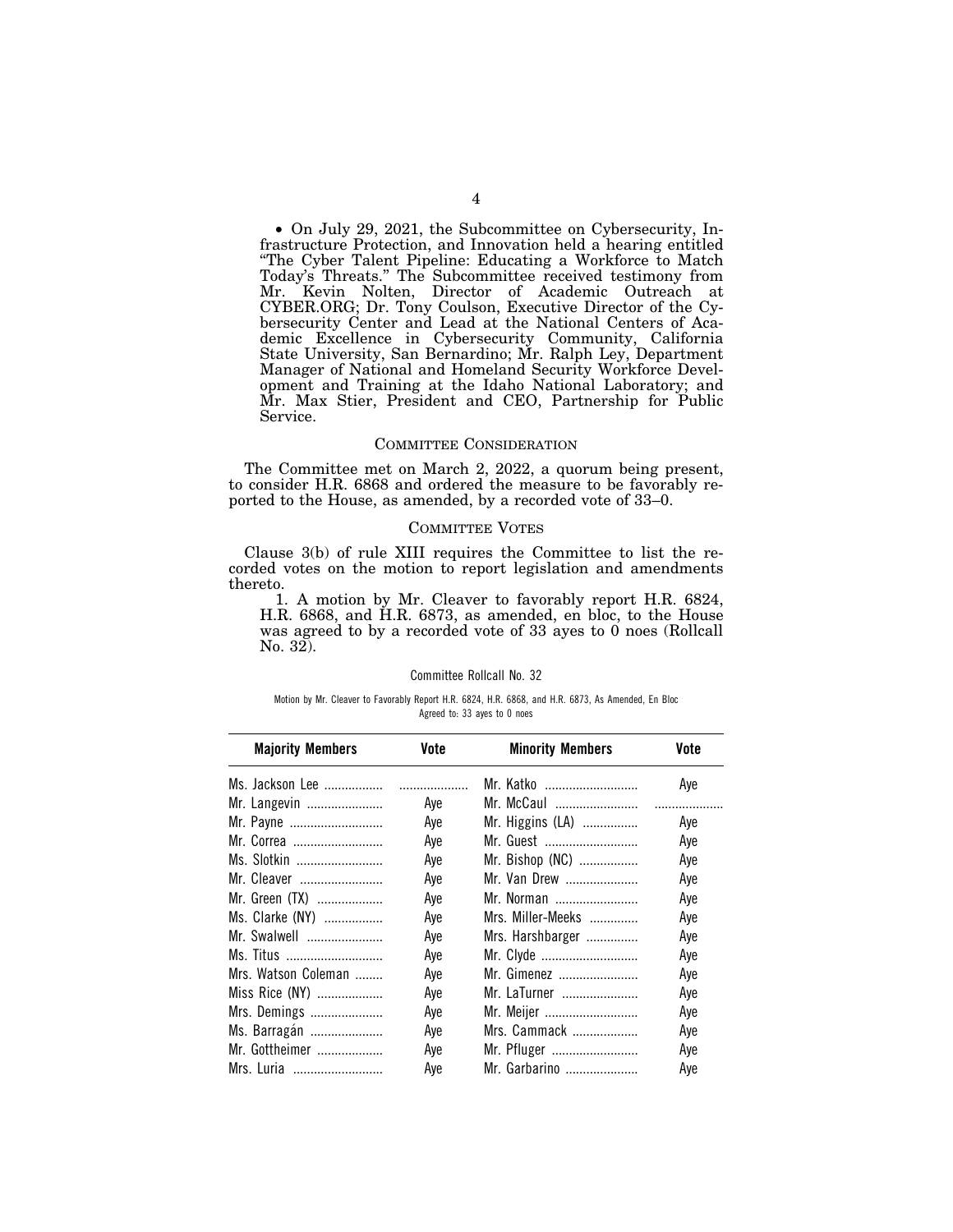- On July 29, 2021, the Subcommittee on Cybersecurity, Infrastructure Protection, and Innovation held a hearing entitled "The Cyber Talent Pipeline: Educating a Workforce to Match Today's Threats." The Subcommittee received testimony from Mr. Kevin Nolten, Director of Academic Outreach at CYBER.ORG; Dr. Tony Coulson, Executive Director of the Cybersecurity Center and Lead at the National Centers of Academic Excellence in Cybersecurity Community, California State University, San Bernardino; Mr. Ralph Ley, Department Manager of National and Homeland Security Workforce Development and Training at the Idaho National Laboratory; and Mr. Max Stier, President and CEO, Partnership for Public Service.

## COMMITTEE CONSIDERATION

The Committee met on March 2, 2022, a quorum being present, to consider H.R. 6868 and ordered the measure to be favorably reported to the House, as amended, by a recorded vote of 33–0.

## COMMITTEE VOTES

Clause 3(b) of rule XIII requires the Committee to list the recorded votes on the motion to report legislation and amendments thereto.

1. A motion by Mr. Cleaver to favorably report H.R. 6824, H.R. 6868, and H.R. 6873, as amended, en bloc, to the House was agreed to by a recorded vote of 33 ayes to 0 noes (Rollcall No. 32).

Committee Rollcall No. 32

Motion by Mr. Cleaver to Favorably Report H.R. 6824, H.R. 6868, and H.R. 6873, As Amended, En Bloc
Agreed to: 33 ayes to 0 noes

| Majority Members | Vote | Minority Members | Vote |
|---|---|---|---|
| Ms. Jackson Lee |  | Mr. Katko | Aye |
| Mr. Langevin | Aye | Mr. McCaul |  |
| Mr. Payne | Aye | Mr. Higgins (LA) | Aye |
| Mr. Correa | Aye | Mr. Guest | Aye |
| Ms. Slotkin | Aye | Mr. Bishop (NC) | Aye |
| Mr. Cleaver | Aye | Mr. Van Drew | Aye |
| Mr. Green (TX) | Aye | Mr. Norman | Aye |
| Ms. Clarke (NY) | Aye | Mrs. Miller-Meeks | Aye |
| Mr. Swalwell | Aye | Mrs. Harshbarger | Aye |
| Ms. Titus | Aye | Mr. Clyde | Aye |
| Mrs. Watson Coleman | Aye | Mr. Gimenez | Aye |
| Miss Rice (NY) | Aye | Mr. LaTurner | Aye |
| Mrs. Demings | Aye | Mr. Meijer | Aye |
| Ms. Barragán | Aye | Mrs. Cammack | Aye |
| Mr. Gottheimer | Aye | Mr. Pfluger | Aye |
| Mrs. Luria | Aye | Mr. Garbarino | Aye |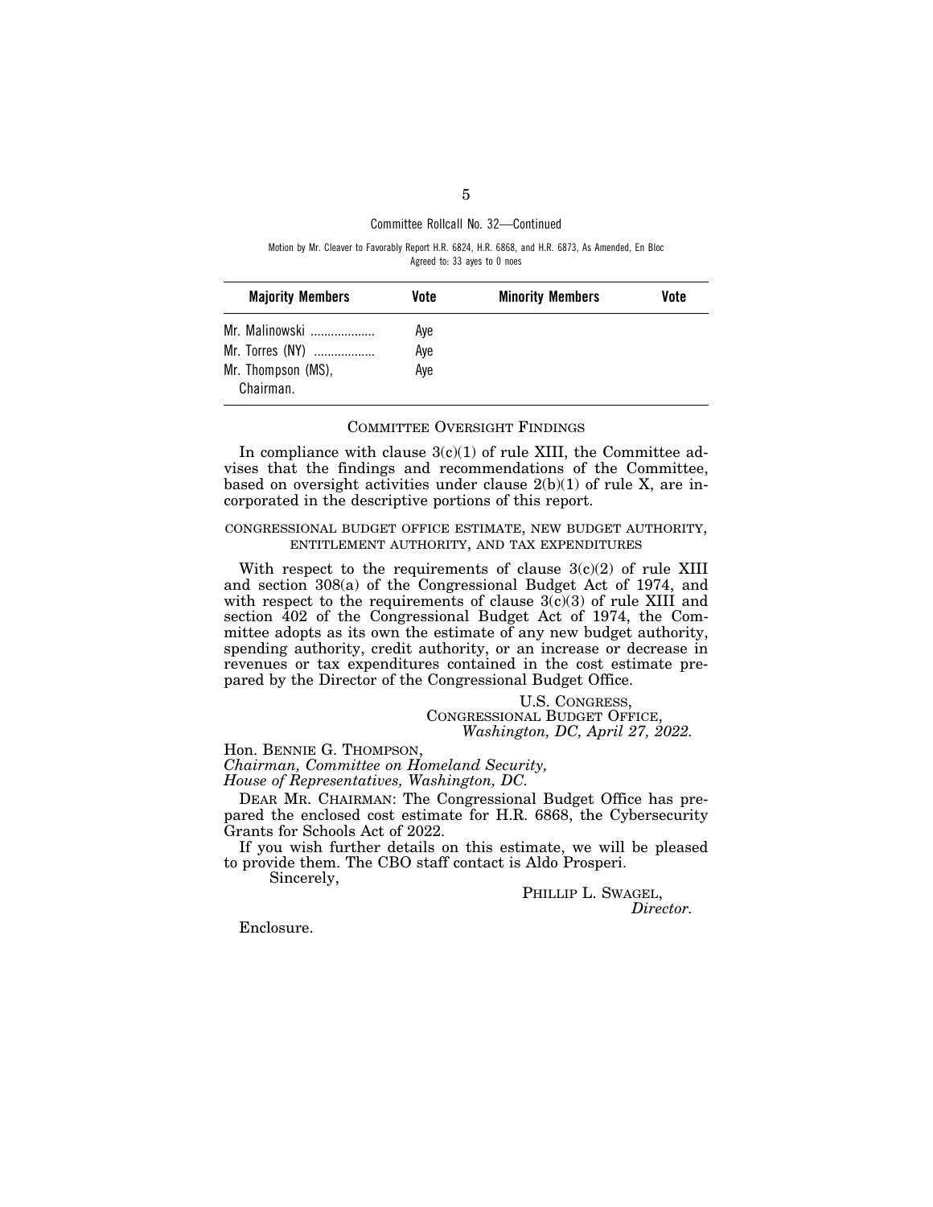Committee Rollcall No. 32—Continued

Motion by Mr. Cleaver to Favorably Report H.R. 6824, H.R. 6868, and H.R. 6873, As Amended, En Bloc
Agreed to: 33 ayes to 0 noes

| Majority Members | Vote | Minority Members | Vote |
|---|---|---|---|
| Mr. Malinowski | Aye | | |
| Mr. Torres (NY) | Aye | | |
| Mr. Thompson (MS), Chairman. | Aye | | |

## COMMITTEE OVERSIGHT FINDINGS

In compliance with clause 3(c)(1) of rule XIII, the Committee advises that the findings and recommendations of the Committee, based on oversight activities under clause 2(b)(1) of rule X, are incorporated in the descriptive portions of this report.

## CONGRESSIONAL BUDGET OFFICE ESTIMATE, NEW BUDGET AUTHORITY, ENTITLEMENT AUTHORITY, AND TAX EXPENDITURES

With respect to the requirements of clause 3(c)(2) of rule XIII and section 308(a) of the Congressional Budget Act of 1974, and with respect to the requirements of clause 3(c)(3) of rule XIII and section 402 of the Congressional Budget Act of 1974, the Committee adopts as its own the estimate of any new budget authority, spending authority, credit authority, or an increase or decrease in revenues or tax expenditures contained in the cost estimate prepared by the Director of the Congressional Budget Office.

U.S. CONGRESS,
CONGRESSIONAL BUDGET OFFICE,
*Washington, DC, April 27, 2022.*

Hon. BENNIE G. THOMPSON,
*Chairman, Committee on Homeland Security,*
*House of Representatives, Washington, DC.*

DEAR MR. CHAIRMAN: The Congressional Budget Office has prepared the enclosed cost estimate for H.R. 6868, the Cybersecurity Grants for Schools Act of 2022.

If you wish further details on this estimate, we will be pleased to provide them. The CBO staff contact is Aldo Prosperi.

Sincerely,

PHILLIP L. SWAGEL,
*Director.*

Enclosure.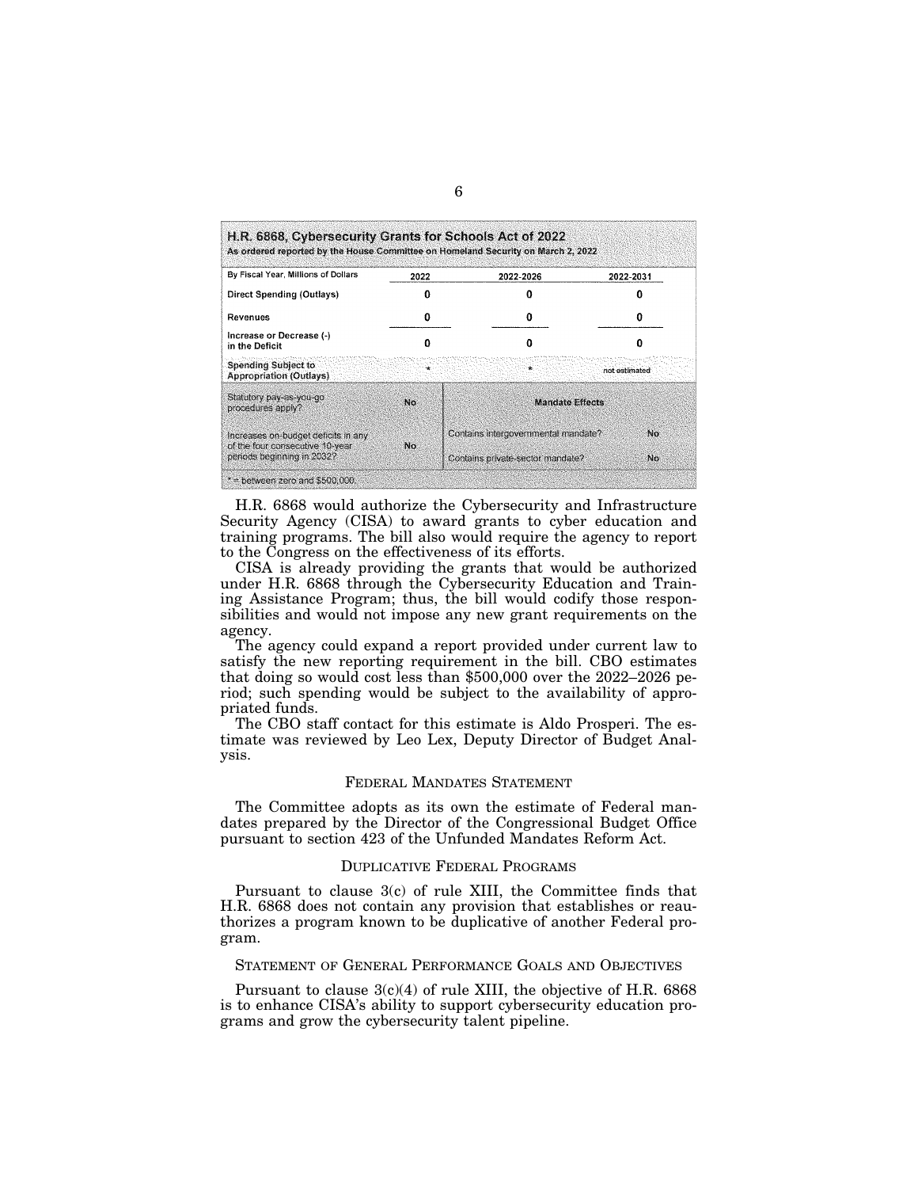**H.R. 6868, Cybersecurity Grants for Schools Act of 2022**
As ordered reported by the House Committee on Homeland Security on March 2, 2022

| By Fiscal Year, Millions of Dollars | 2022 | 2022-2026 | 2022-2031 |
|---|---|---|---|
| Direct Spending (Outlays) | 0 | 0 | 0 |
| Revenues | 0 | 0 | 0 |
| Increase or Decrease (-) in the Deficit | 0 | 0 | 0 |
| Spending Subject to Appropriation (Outlays) | * | * | not estimated |
| Statutory pay-as-you-go procedures apply? | No | **Mandate Effects** | |
| Increases on-budget deficits in any of the four consecutive 10-year periods beginning in 2032? | No | Contains intergovernmental mandate? | No |
| | | Contains private-sector mandate? | No |

* = between zero and $500,000.

H.R. 6868 would authorize the Cybersecurity and Infrastructure Security Agency (CISA) to award grants to cyber education and training programs. The bill also would require the agency to report to the Congress on the effectiveness of its efforts.

CISA is already providing the grants that would be authorized under H.R. 6868 through the Cybersecurity Education and Training Assistance Program; thus, the bill would codify those responsibilities and would not impose any new grant requirements on the agency.

The agency could expand a report provided under current law to satisfy the new reporting requirement in the bill. CBO estimates that doing so would cost less than $500,000 over the 2022–2026 period; such spending would be subject to the availability of appropriated funds.

The CBO staff contact for this estimate is Aldo Prosperi. The estimate was reviewed by Leo Lex, Deputy Director of Budget Analysis.

## FEDERAL MANDATES STATEMENT

The Committee adopts as its own the estimate of Federal mandates prepared by the Director of the Congressional Budget Office pursuant to section 423 of the Unfunded Mandates Reform Act.

## DUPLICATIVE FEDERAL PROGRAMS

Pursuant to clause 3(c) of rule XIII, the Committee finds that H.R. 6868 does not contain any provision that establishes or reauthorizes a program known to be duplicative of another Federal program.

## STATEMENT OF GENERAL PERFORMANCE GOALS AND OBJECTIVES

Pursuant to clause 3(c)(4) of rule XIII, the objective of H.R. 6868 is to enhance CISA's ability to support cybersecurity education programs and grow the cybersecurity talent pipeline.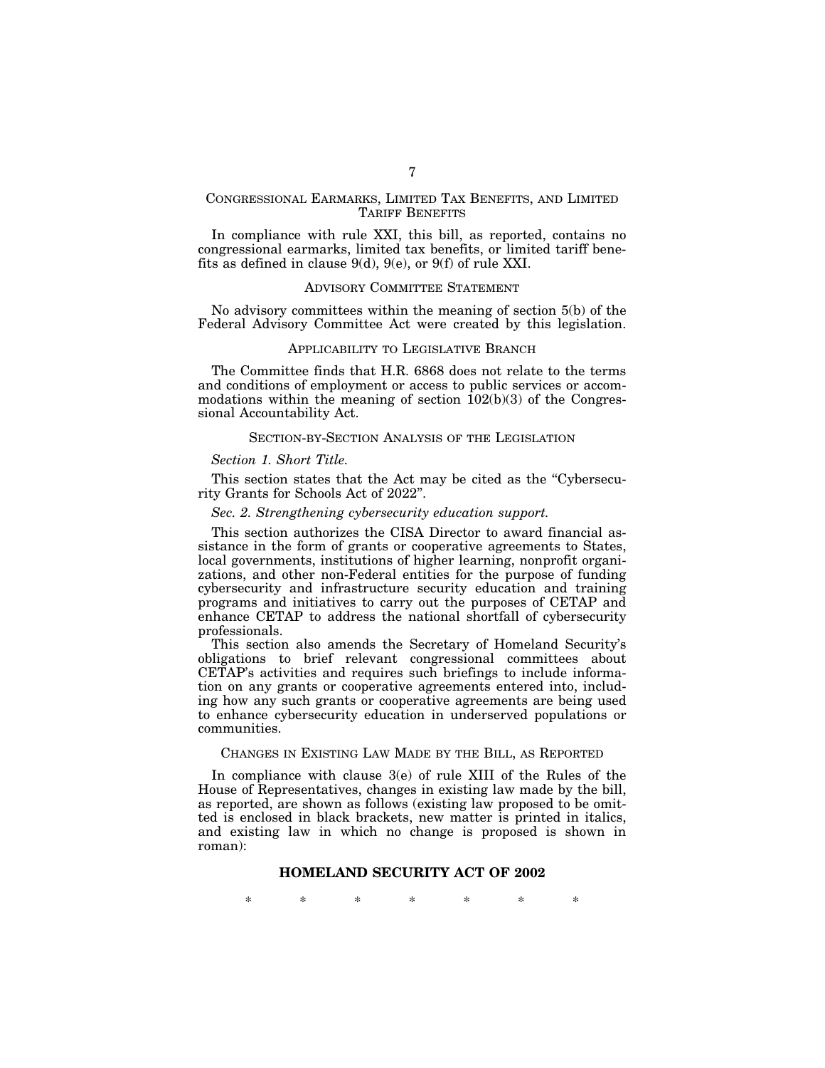## CONGRESSIONAL EARMARKS, LIMITED TAX BENEFITS, AND LIMITED TARIFF BENEFITS

In compliance with rule XXI, this bill, as reported, contains no congressional earmarks, limited tax benefits, or limited tariff benefits as defined in clause 9(d), 9(e), or 9(f) of rule XXI.

## ADVISORY COMMITTEE STATEMENT

No advisory committees within the meaning of section 5(b) of the Federal Advisory Committee Act were created by this legislation.

## APPLICABILITY TO LEGISLATIVE BRANCH

The Committee finds that H.R. 6868 does not relate to the terms and conditions of employment or access to public services or accommodations within the meaning of section 102(b)(3) of the Congressional Accountability Act.

## SECTION-BY-SECTION ANALYSIS OF THE LEGISLATION

*Section 1. Short Title.*

This section states that the Act may be cited as the "Cybersecurity Grants for Schools Act of 2022".

*Sec. 2. Strengthening cybersecurity education support.*

This section authorizes the CISA Director to award financial assistance in the form of grants or cooperative agreements to States, local governments, institutions of higher learning, nonprofit organizations, and other non-Federal entities for the purpose of funding cybersecurity and infrastructure security education and training programs and initiatives to carry out the purposes of CETAP and enhance CETAP to address the national shortfall of cybersecurity professionals.

This section also amends the Secretary of Homeland Security's obligations to brief relevant congressional committees about CETAP's activities and requires such briefings to include information on any grants or cooperative agreements entered into, including how any such grants or cooperative agreements are being used to enhance cybersecurity education in underserved populations or communities.

## CHANGES IN EXISTING LAW MADE BY THE BILL, AS REPORTED

In compliance with clause 3(e) of rule XIII of the Rules of the House of Representatives, changes in existing law made by the bill, as reported, are shown as follows (existing law proposed to be omitted is enclosed in black brackets, new matter is printed in italics, and existing law in which no change is proposed is shown in roman):

## HOMELAND SECURITY ACT OF 2002

\* \* \* \* \* \* \*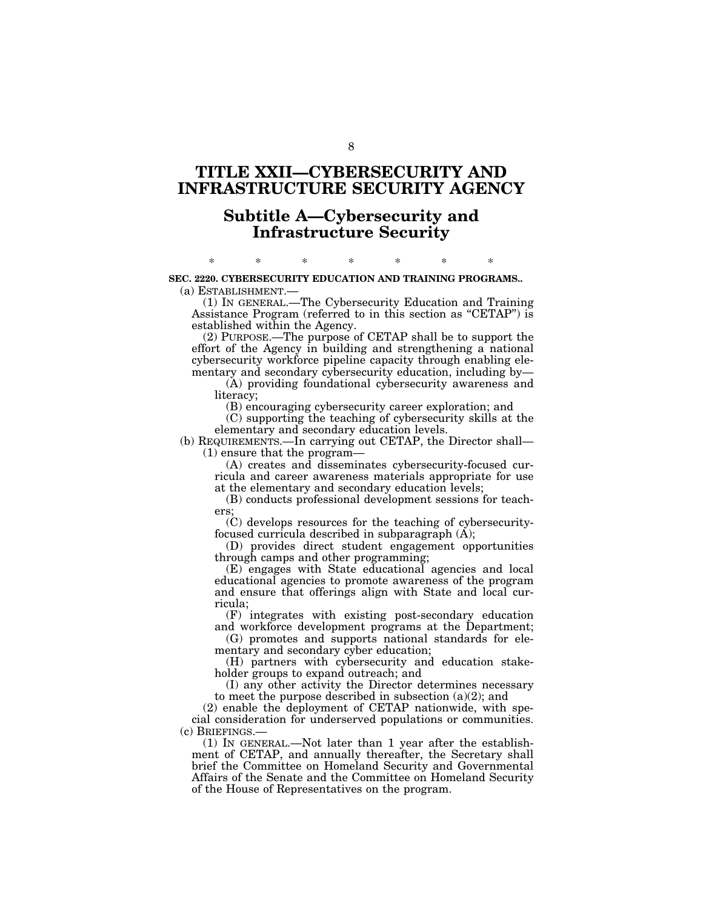# TITLE XXII—CYBERSECURITY AND INFRASTRUCTURE SECURITY AGENCY

## Subtitle A—Cybersecurity and Infrastructure Security

\* \* \* \* \* \* \*

**SEC. 2220. CYBERSECURITY EDUCATION AND TRAINING PROGRAMS..**

(a) ESTABLISHMENT.—

(1) IN GENERAL.—The Cybersecurity Education and Training Assistance Program (referred to in this section as "CETAP") is established within the Agency.

(2) PURPOSE.—The purpose of CETAP shall be to support the effort of the Agency in building and strengthening a national cybersecurity workforce pipeline capacity through enabling elementary and secondary cybersecurity education, including by—

(A) providing foundational cybersecurity awareness and literacy;

(B) encouraging cybersecurity career exploration; and

(C) supporting the teaching of cybersecurity skills at the elementary and secondary education levels.

(b) REQUIREMENTS.—In carrying out CETAP, the Director shall—

(1) ensure that the program—

(A) creates and disseminates cybersecurity-focused curricula and career awareness materials appropriate for use at the elementary and secondary education levels;

(B) conducts professional development sessions for teachers;

(C) develops resources for the teaching of cybersecurity-focused curricula described in subparagraph (A);

(D) provides direct student engagement opportunities through camps and other programming;

(E) engages with State educational agencies and local educational agencies to promote awareness of the program and ensure that offerings align with State and local curricula;

(F) integrates with existing post-secondary education and workforce development programs at the Department;

(G) promotes and supports national standards for elementary and secondary cyber education;

(H) partners with cybersecurity and education stakeholder groups to expand outreach; and

(I) any other activity the Director determines necessary to meet the purpose described in subsection (a)(2); and

(2) enable the deployment of CETAP nationwide, with special consideration for underserved populations or communities.

(c) BRIEFINGS.—

(1) IN GENERAL.—Not later than 1 year after the establishment of CETAP, and annually thereafter, the Secretary shall brief the Committee on Homeland Security and Governmental Affairs of the Senate and the Committee on Homeland Security of the House of Representatives on the program.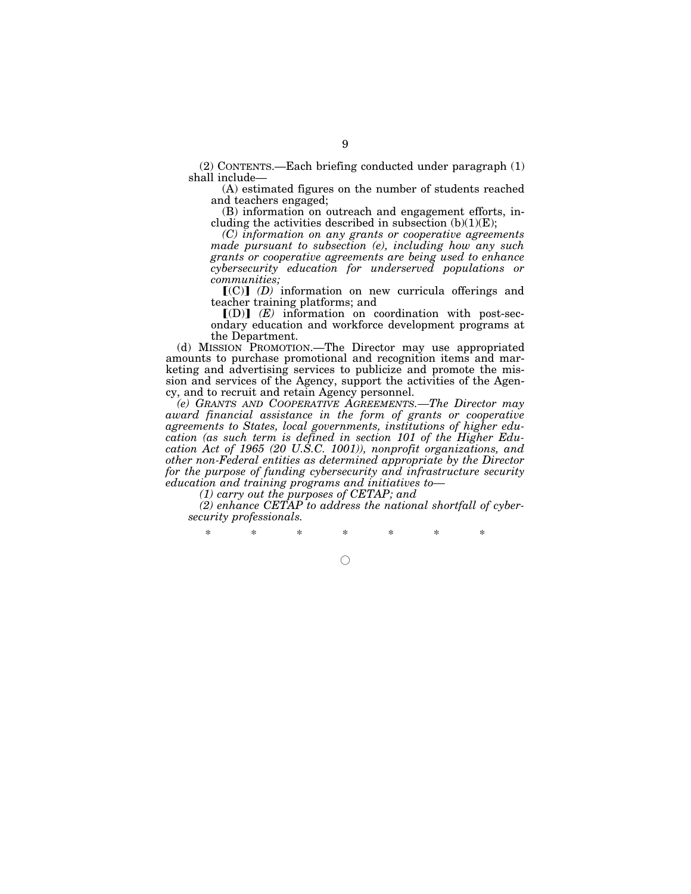(2) CONTENTS.—Each briefing conducted under paragraph (1) shall include—

(A) estimated figures on the number of students reached and teachers engaged;

(B) information on outreach and engagement efforts, including the activities described in subsection (b)(1)(E);

*(C) information on any grants or cooperative agreements made pursuant to subsection (e), including how any such grants or cooperative agreements are being used to enhance cybersecurity education for underserved populations or communities;*

【(C)】 *(D)* information on new curricula offerings and teacher training platforms; and

【(D)】 *(E)* information on coordination with post-secondary education and workforce development programs at the Department.

(d) MISSION PROMOTION.—The Director may use appropriated amounts to purchase promotional and recognition items and marketing and advertising services to publicize and promote the mission and services of the Agency, support the activities of the Agency, and to recruit and retain Agency personnel.

*(e) GRANTS AND COOPERATIVE AGREEMENTS.—The Director may award financial assistance in the form of grants or cooperative agreements to States, local governments, institutions of higher education (as such term is defined in section 101 of the Higher Education Act of 1965 (20 U.S.C. 1001)), nonprofit organizations, and other non-Federal entities as determined appropriate by the Director for the purpose of funding cybersecurity and infrastructure security education and training programs and initiatives to—*

*(1) carry out the purposes of CETAP; and*

*(2) enhance CETAP to address the national shortfall of cybersecurity professionals.*

\* \* \* \* \* \* \*

○